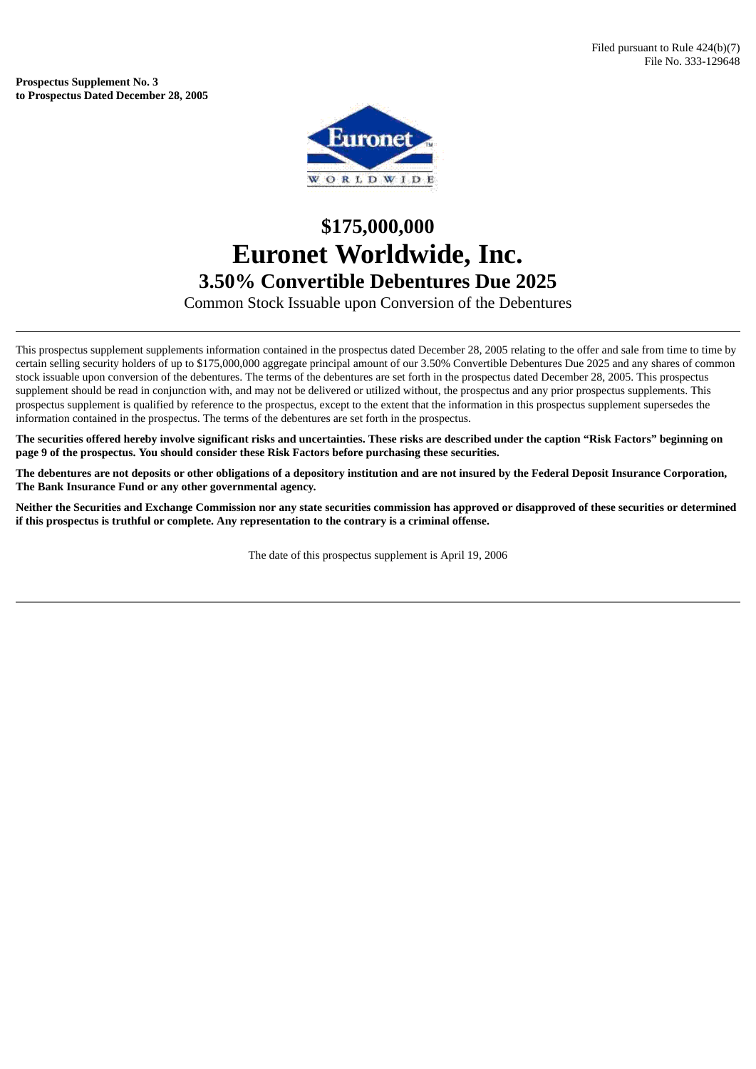Filed pursuant to Rule 424(b)(7)
File No. 333-129648

**Prospectus Supplement No. 3**
**to Prospectus Dated December 28, 2005**

# $175,000,000
# Euronet Worldwide, Inc.
## 3.50% Convertible Debentures Due 2025

Common Stock Issuable upon Conversion of the Debentures

---

This prospectus supplement supplements information contained in the prospectus dated December 28, 2005 relating to the offer and sale from time to time by certain selling security holders of up to $175,000,000 aggregate principal amount of our 3.50% Convertible Debentures Due 2025 and any shares of common stock issuable upon conversion of the debentures. The terms of the debentures are set forth in the prospectus dated December 28, 2005. This prospectus supplement should be read in conjunction with, and may not be delivered or utilized without, the prospectus and any prior prospectus supplements. This prospectus supplement is qualified by reference to the prospectus, except to the extent that the information in this prospectus supplement supersedes the information contained in the prospectus. The terms of the debentures are set forth in the prospectus.

**The securities offered hereby involve significant risks and uncertainties. These risks are described under the caption "Risk Factors" beginning on page 9 of the prospectus. You should consider these Risk Factors before purchasing these securities.**

**The debentures are not deposits or other obligations of a depository institution and are not insured by the Federal Deposit Insurance Corporation, The Bank Insurance Fund or any other governmental agency.**

**Neither the Securities and Exchange Commission nor any state securities commission has approved or disapproved of these securities or determined if this prospectus is truthful or complete. Any representation to the contrary is a criminal offense.**

The date of this prospectus supplement is April 19, 2006

---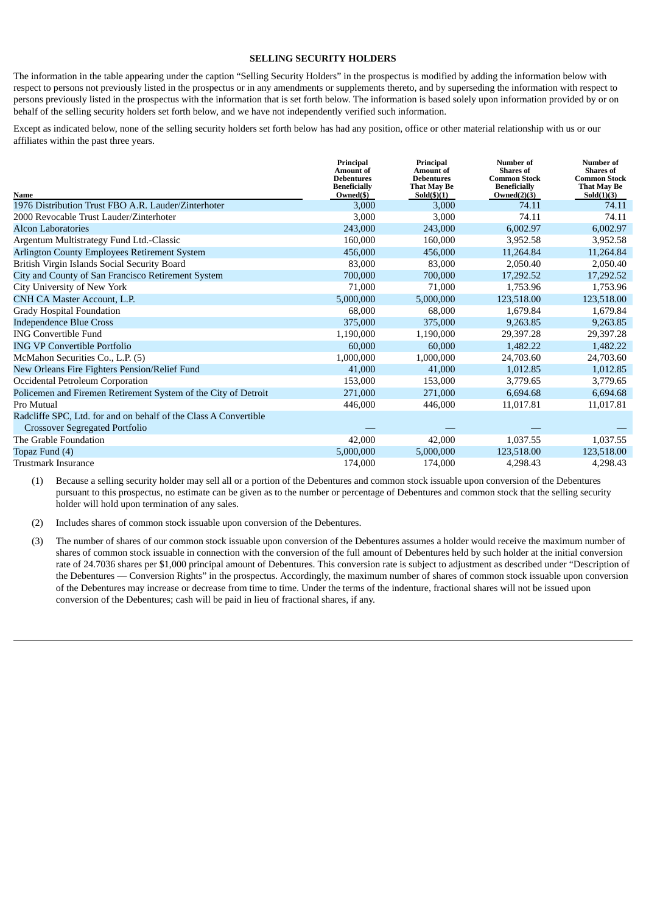## SELLING SECURITY HOLDERS

The information in the table appearing under the caption "Selling Security Holders" in the prospectus is modified by adding the information below with respect to persons not previously listed in the prospectus or in any amendments or supplements thereto, and by superseding the information with respect to persons previously listed in the prospectus with the information that is set forth below. The information is based solely upon information provided by or on behalf of the selling security holders set forth below, and we have not independently verified such information.

Except as indicated below, none of the selling security holders set forth below has had any position, office or other material relationship with us or our affiliates within the past three years.

| Name | Principal Amount of Debentures Beneficially Owned($) | Principal Amount of Debentures That May Be Sold($)(1) | Number of Shares of Common Stock Beneficially Owned(2)(3) | Number of Shares of Common Stock That May Be Sold(1)(3) |
|---|---|---|---|---|
| 1976 Distribution Trust FBO A.R. Lauder/Zinterhoter | 3,000 | 3,000 | 74.11 | 74.11 |
| 2000 Revocable Trust Lauder/Zinterhoter | 3,000 | 3,000 | 74.11 | 74.11 |
| Alcon Laboratories | 243,000 | 243,000 | 6,002.97 | 6,002.97 |
| Argentum Multistrategy Fund Ltd.-Classic | 160,000 | 160,000 | 3,952.58 | 3,952.58 |
| Arlington County Employees Retirement System | 456,000 | 456,000 | 11,264.84 | 11,264.84 |
| British Virgin Islands Social Security Board | 83,000 | 83,000 | 2,050.40 | 2,050.40 |
| City and County of San Francisco Retirement System | 700,000 | 700,000 | 17,292.52 | 17,292.52 |
| City University of New York | 71,000 | 71,000 | 1,753.96 | 1,753.96 |
| CNH CA Master Account, L.P. | 5,000,000 | 5,000,000 | 123,518.00 | 123,518.00 |
| Grady Hospital Foundation | 68,000 | 68,000 | 1,679.84 | 1,679.84 |
| Independence Blue Cross | 375,000 | 375,000 | 9,263.85 | 9,263.85 |
| ING Convertible Fund | 1,190,000 | 1,190,000 | 29,397.28 | 29,397.28 |
| ING VP Convertible Portfolio | 60,000 | 60,000 | 1,482.22 | 1,482.22 |
| McMahon Securities Co., L.P. (5) | 1,000,000 | 1,000,000 | 24,703.60 | 24,703.60 |
| New Orleans Fire Fighters Pension/Relief Fund | 41,000 | 41,000 | 1,012.85 | 1,012.85 |
| Occidental Petroleum Corporation | 153,000 | 153,000 | 3,779.65 | 3,779.65 |
| Policemen and Firemen Retirement System of the City of Detroit | 271,000 | 271,000 | 6,694.68 | 6,694.68 |
| Pro Mutual | 446,000 | 446,000 | 11,017.81 | 11,017.81 |
| Radcliffe SPC, Ltd. for and on behalf of the Class A Convertible Crossover Segregated Portfolio | — | — | — | — |
| The Grable Foundation | 42,000 | 42,000 | 1,037.55 | 1,037.55 |
| Topaz Fund (4) | 5,000,000 | 5,000,000 | 123,518.00 | 123,518.00 |
| Trustmark Insurance | 174,000 | 174,000 | 4,298.43 | 4,298.43 |

(1) Because a selling security holder may sell all or a portion of the Debentures and common stock issuable upon conversion of the Debentures pursuant to this prospectus, no estimate can be given as to the number or percentage of Debentures and common stock that the selling security holder will hold upon termination of any sales.

(2) Includes shares of common stock issuable upon conversion of the Debentures.

(3) The number of shares of our common stock issuable upon conversion of the Debentures assumes a holder would receive the maximum number of shares of common stock issuable in connection with the conversion of the full amount of Debentures held by such holder at the initial conversion rate of 24.7036 shares per $1,000 principal amount of Debentures. This conversion rate is subject to adjustment as described under "Description of the Debentures — Conversion Rights" in the prospectus. Accordingly, the maximum number of shares of common stock issuable upon conversion of the Debentures may increase or decrease from time to time. Under the terms of the indenture, fractional shares will not be issued upon conversion of the Debentures; cash will be paid in lieu of fractional shares, if any.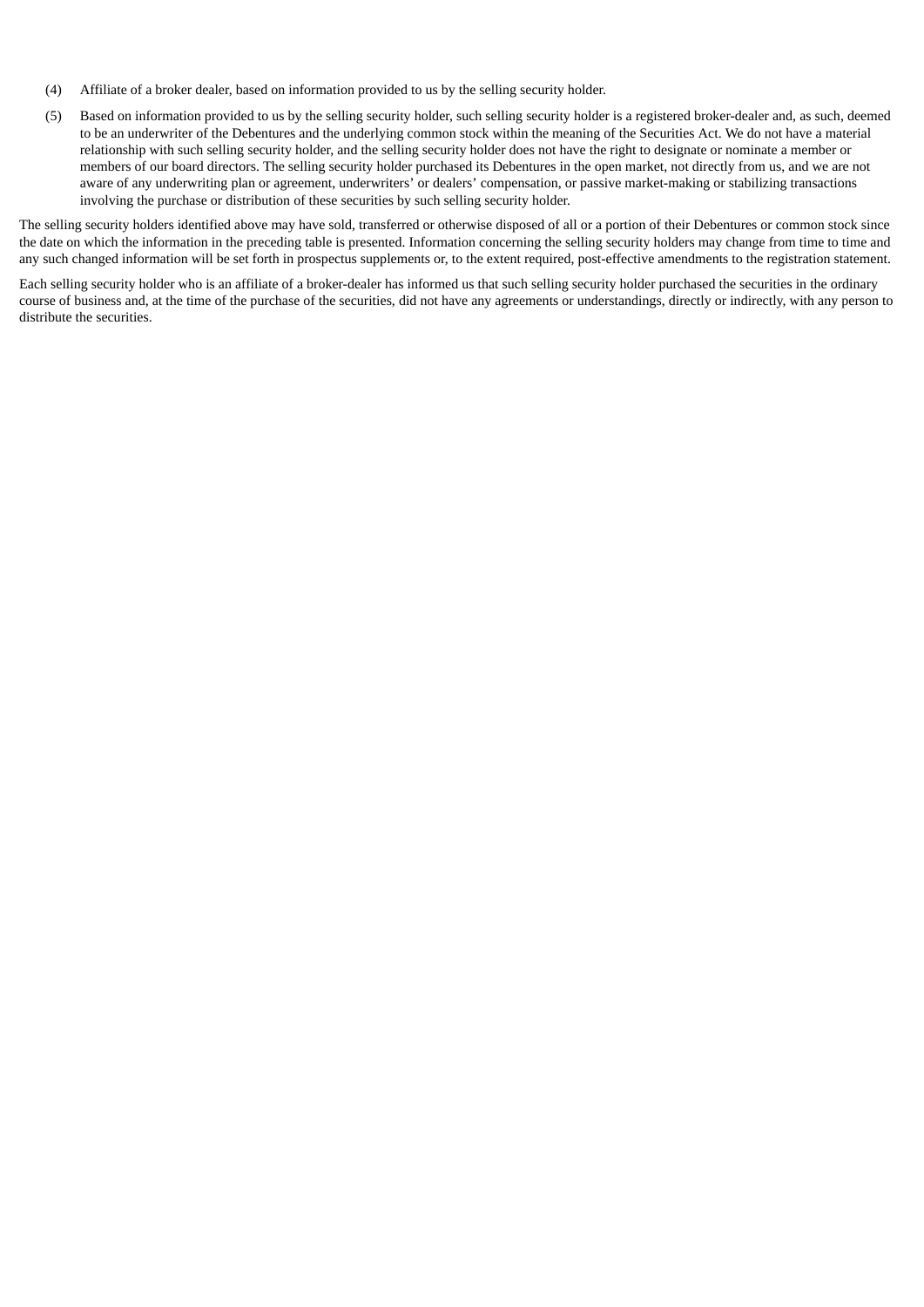(4) Affiliate of a broker dealer, based on information provided to us by the selling security holder.

(5) Based on information provided to us by the selling security holder, such selling security holder is a registered broker-dealer and, as such, deemed to be an underwriter of the Debentures and the underlying common stock within the meaning of the Securities Act. We do not have a material relationship with such selling security holder, and the selling security holder does not have the right to designate or nominate a member or members of our board directors. The selling security holder purchased its Debentures in the open market, not directly from us, and we are not aware of any underwriting plan or agreement, underwriters' or dealers' compensation, or passive market-making or stabilizing transactions involving the purchase or distribution of these securities by such selling security holder.

The selling security holders identified above may have sold, transferred or otherwise disposed of all or a portion of their Debentures or common stock since the date on which the information in the preceding table is presented. Information concerning the selling security holders may change from time to time and any such changed information will be set forth in prospectus supplements or, to the extent required, post-effective amendments to the registration statement.

Each selling security holder who is an affiliate of a broker-dealer has informed us that such selling security holder purchased the securities in the ordinary course of business and, at the time of the purchase of the securities, did not have any agreements or understandings, directly or indirectly, with any person to distribute the securities.